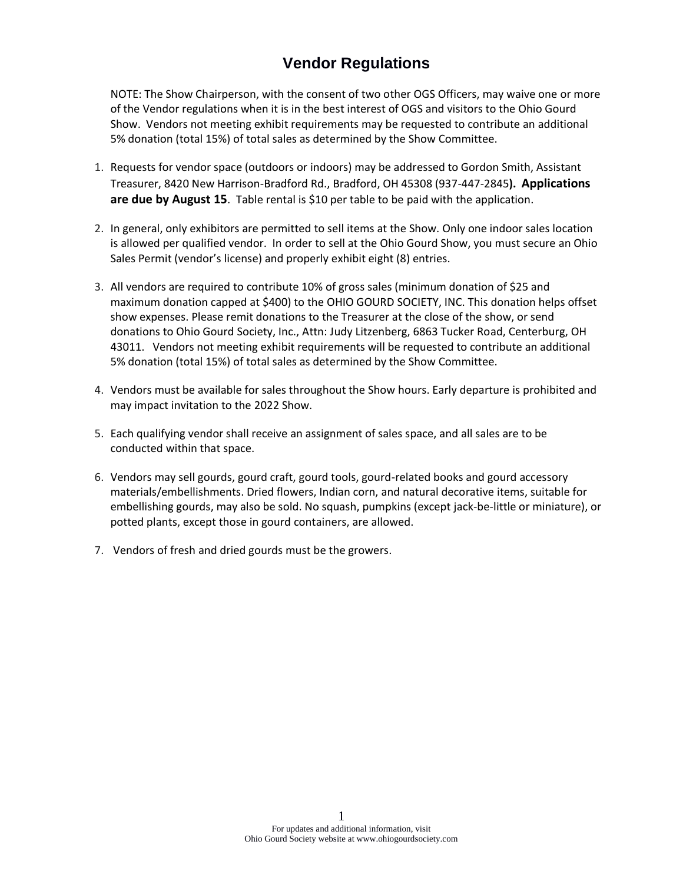# Vendor Regulations

NOTE: The Show Chairperson, with the consent of two other OGS Officers, may waive one or more of the Vendor regulations when it is in the best interest of OGS and visitors to the Ohio Gourd Show. Vendors not meeting exhibit requirements may be requested to contribute an additional 5% donation (total 15%) of total sales as determined by the Show Committee.

1. Requests for vendor space (outdoors or indoors) may be addressed to Gordon Smith, Assistant Treasurer, 8420 New Harrison-Bradford Rd., Bradford, OH 45308 (937-447-2845**). Applications are due by August 15**. Table rental is $10 per table to be paid with the application.

2. In general, only exhibitors are permitted to sell items at the Show. Only one indoor sales location is allowed per qualified vendor. In order to sell at the Ohio Gourd Show, you must secure an Ohio Sales Permit (vendor's license) and properly exhibit eight (8) entries.

3. All vendors are required to contribute 10% of gross sales (minimum donation of $25 and maximum donation capped at $400) to the OHIO GOURD SOCIETY, INC. This donation helps offset show expenses. Please remit donations to the Treasurer at the close of the show, or send donations to Ohio Gourd Society, Inc., Attn: Judy Litzenberg, 6863 Tucker Road, Centerburg, OH 43011. Vendors not meeting exhibit requirements will be requested to contribute an additional 5% donation (total 15%) of total sales as determined by the Show Committee.

4. Vendors must be available for sales throughout the Show hours. Early departure is prohibited and may impact invitation to the 2022 Show.

5. Each qualifying vendor shall receive an assignment of sales space, and all sales are to be conducted within that space.

6. Vendors may sell gourds, gourd craft, gourd tools, gourd-related books and gourd accessory materials/embellishments. Dried flowers, Indian corn, and natural decorative items, suitable for embellishing gourds, may also be sold. No squash, pumpkins (except jack-be-little or miniature), or potted plants, except those in gourd containers, are allowed.

7. Vendors of fresh and dried gourds must be the growers.

For updates and additional information, visit
Ohio Gourd Society website at www.ohiogourdsociety.com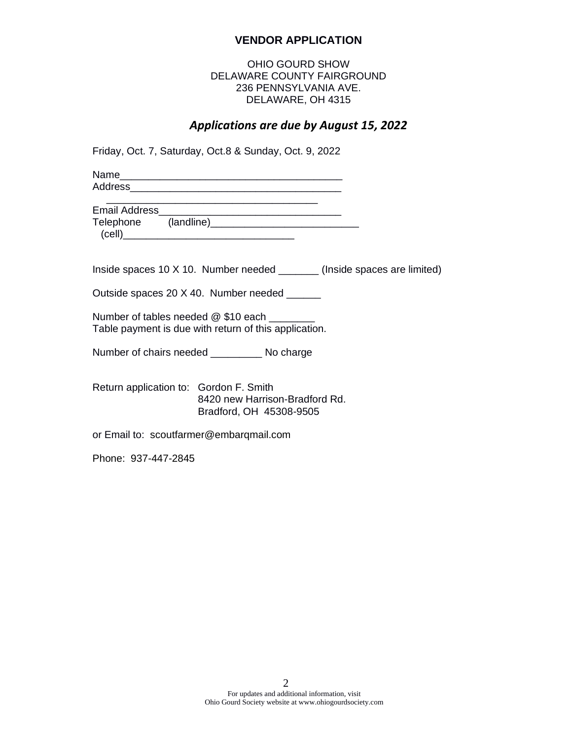**VENDOR APPLICATION**

OHIO GOURD SHOW
DELAWARE COUNTY FAIRGROUND
236 PENNSYLVANIA AVE.
DELAWARE, OH 4315

***Applications are due by August 15, 2022***

Friday, Oct. 7, Saturday, Oct.8 & Sunday, Oct. 9, 2022

Name_______________________________________
Address_____________________________________
_____________________________________
Email Address________________________________
Telephone (landline)___________________________
(cell)______________________________

Inside spaces 10 X 10. Number needed _______ (Inside spaces are limited)

Outside spaces 20 X 40. Number needed ______

Number of tables needed @ $10 each ________
Table payment is due with return of this application.

Number of chairs needed _________ No charge

Return application to: Gordon F. Smith
8420 new Harrison-Bradford Rd.
Bradford, OH 45308-9505

or Email to: scoutfarmer@embarqmail.com

Phone: 937-447-2845

For updates and additional information, visit
Ohio Gourd Society website at www.ohiogourdsociety.com